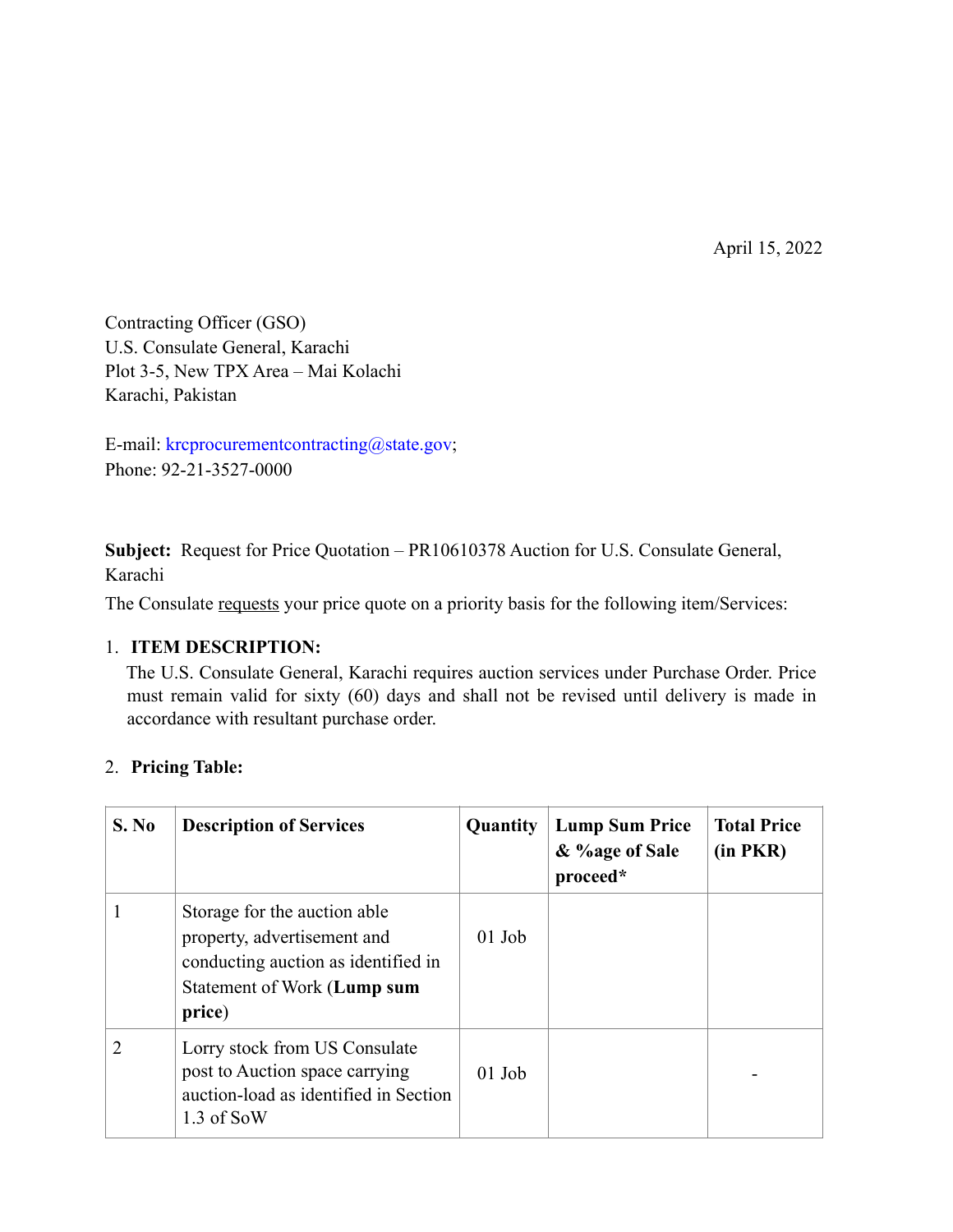April 15, 2022

Contracting Officer (GSO)
U.S. Consulate General, Karachi
Plot 3-5, New TPX Area – Mai Kolachi
Karachi, Pakistan

E-mail: krcprocurementcontracting@state.gov;
Phone: 92-21-3527-0000

**Subject:** Request for Price Quotation – PR10610378 Auction for U.S. Consulate General, Karachi

The Consulate requests your price quote on a priority basis for the following item/Services:

1. **ITEM DESCRIPTION:**
   The U.S. Consulate General, Karachi requires auction services under Purchase Order. Price must remain valid for sixty (60) days and shall not be revised until delivery is made in accordance with resultant purchase order.

2. **Pricing Table:**

| S. No | Description of Services | Quantity | Lump Sum Price & %age of Sale proceed* | Total Price (in PKR) |
|---|---|---|---|---|
| 1 | Storage for the auction able property, advertisement and conducting auction as identified in Statement of Work (**Lump sum price**) | 01 Job | | |
| 2 | Lorry stock from US Consulate post to Auction space carrying auction-load as identified in Section 1.3 of SoW | 01 Job | | - |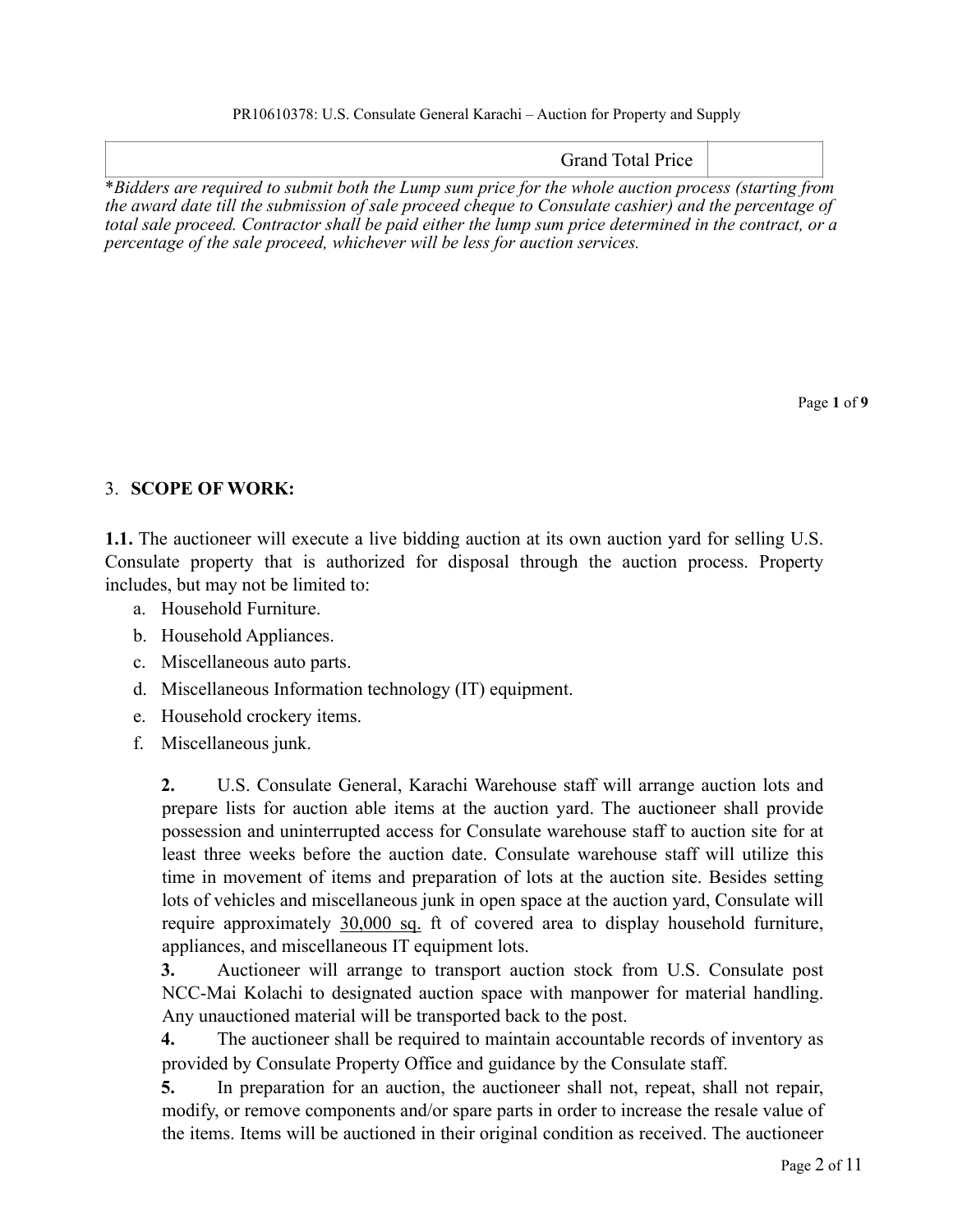| Grand Total Price | |
|---|---|

**Bidders are required to submit both the Lump sum price for the whole auction process (starting from the award date till the submission of sale proceed cheque to Consulate cashier) and the percentage of total sale proceed. Contractor shall be paid either the lump sum price determined in the contract, or a percentage of the sale proceed, whichever will be less for auction services.*

## 3. SCOPE OF WORK:

**1.1.** The auctioneer will execute a live bidding auction at its own auction yard for selling U.S. Consulate property that is authorized for disposal through the auction process. Property includes, but may not be limited to:

a. Household Furniture.
b. Household Appliances.
c. Miscellaneous auto parts.
d. Miscellaneous Information technology (IT) equipment.
e. Household crockery items.
f. Miscellaneous junk.

**2.** U.S. Consulate General, Karachi Warehouse staff will arrange auction lots and prepare lists for auction able items at the auction yard. The auctioneer shall provide possession and uninterrupted access for Consulate warehouse staff to auction site for at least three weeks before the auction date. Consulate warehouse staff will utilize this time in movement of items and preparation of lots at the auction site. Besides setting lots of vehicles and miscellaneous junk in open space at the auction yard, Consulate will require approximately <u>30,000 sq.</u> ft of covered area to display household furniture, appliances, and miscellaneous IT equipment lots.

**3.** Auctioneer will arrange to transport auction stock from U.S. Consulate post NCC-Mai Kolachi to designated auction space with manpower for material handling. Any unauctioned material will be transported back to the post.

**4.** The auctioneer shall be required to maintain accountable records of inventory as provided by Consulate Property Office and guidance by the Consulate staff.

**5.** In preparation for an auction, the auctioneer shall not, repeat, shall not repair, modify, or remove components and/or spare parts in order to increase the resale value of the items. Items will be auctioned in their original condition as received. The auctioneer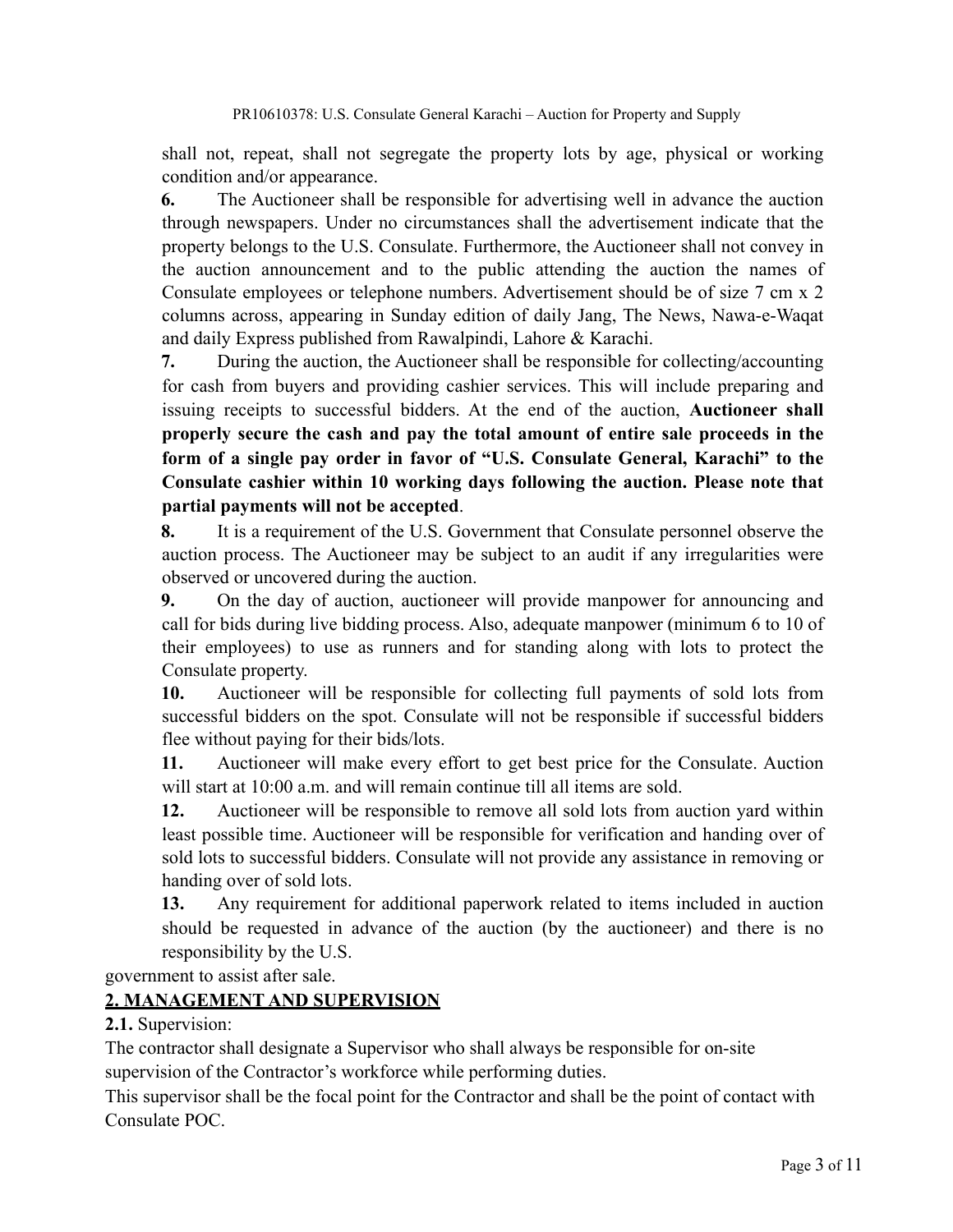shall not, repeat, shall not segregate the property lots by age, physical or working condition and/or appearance.

**6.** The Auctioneer shall be responsible for advertising well in advance the auction through newspapers. Under no circumstances shall the advertisement indicate that the property belongs to the U.S. Consulate. Furthermore, the Auctioneer shall not convey in the auction announcement and to the public attending the auction the names of Consulate employees or telephone numbers. Advertisement should be of size 7 cm x 2 columns across, appearing in Sunday edition of daily Jang, The News, Nawa-e-Waqat and daily Express published from Rawalpindi, Lahore & Karachi.

**7.** During the auction, the Auctioneer shall be responsible for collecting/accounting for cash from buyers and providing cashier services. This will include preparing and issuing receipts to successful bidders. At the end of the auction, **Auctioneer shall properly secure the cash and pay the total amount of entire sale proceeds in the form of a single pay order in favor of "U.S. Consulate General, Karachi" to the Consulate cashier within 10 working days following the auction. Please note that partial payments will not be accepted**.

**8.** It is a requirement of the U.S. Government that Consulate personnel observe the auction process. The Auctioneer may be subject to an audit if any irregularities were observed or uncovered during the auction.

**9.** On the day of auction, auctioneer will provide manpower for announcing and call for bids during live bidding process. Also, adequate manpower (minimum 6 to 10 of their employees) to use as runners and for standing along with lots to protect the Consulate property.

**10.** Auctioneer will be responsible for collecting full payments of sold lots from successful bidders on the spot. Consulate will not be responsible if successful bidders flee without paying for their bids/lots.

**11.** Auctioneer will make every effort to get best price for the Consulate. Auction will start at 10:00 a.m. and will remain continue till all items are sold.

**12.** Auctioneer will be responsible to remove all sold lots from auction yard within least possible time. Auctioneer will be responsible for verification and handing over of sold lots to successful bidders. Consulate will not provide any assistance in removing or handing over of sold lots.

**13.** Any requirement for additional paperwork related to items included in auction should be requested in advance of the auction (by the auctioneer) and there is no responsibility by the U.S. government to assist after sale.

## 2. MANAGEMENT AND SUPERVISION

**2.1.** Supervision:

The contractor shall designate a Supervisor who shall always be responsible for on-site supervision of the Contractor's workforce while performing duties.

This supervisor shall be the focal point for the Contractor and shall be the point of contact with Consulate POC.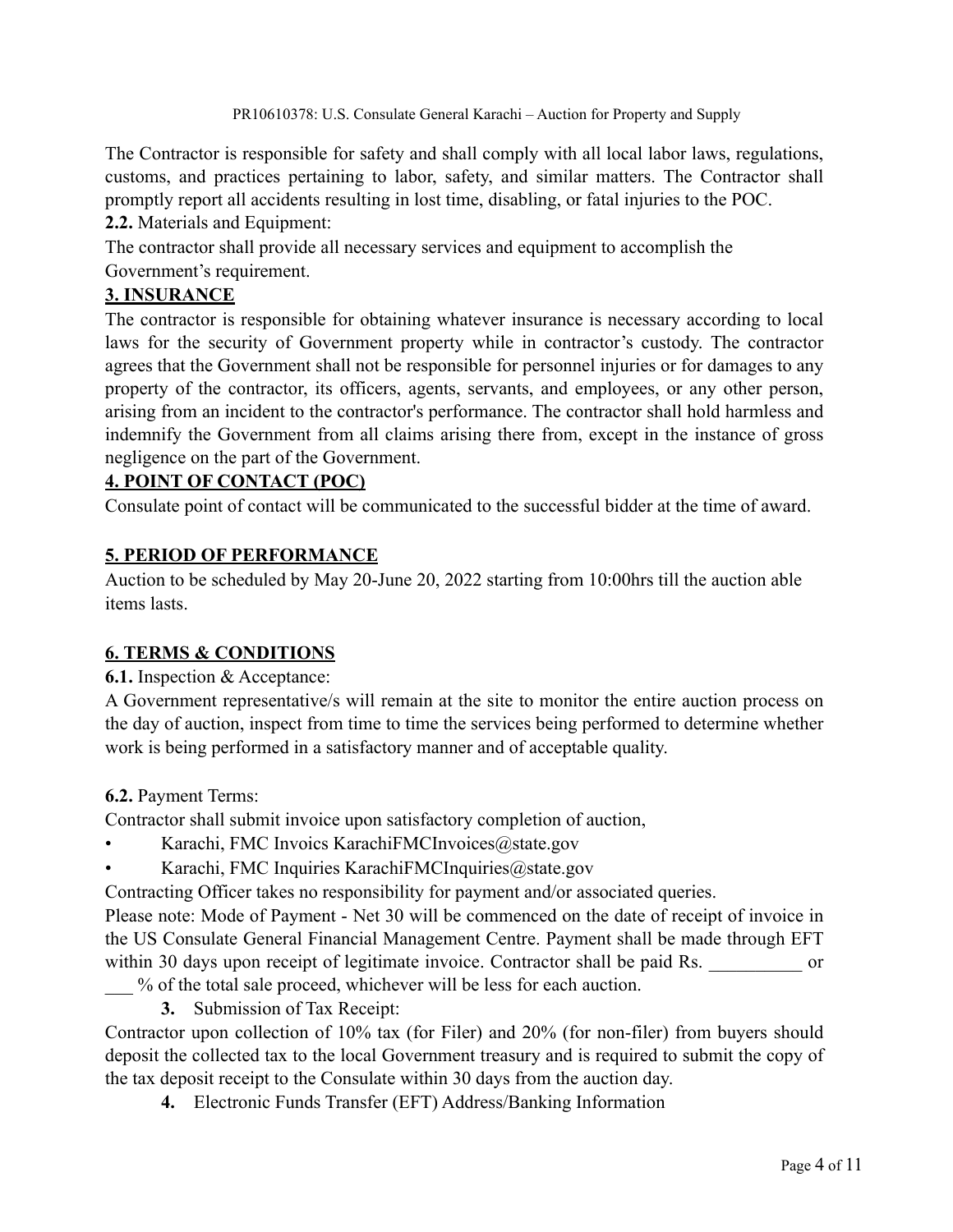The Contractor is responsible for safety and shall comply with all local labor laws, regulations, customs, and practices pertaining to labor, safety, and similar matters. The Contractor shall promptly report all accidents resulting in lost time, disabling, or fatal injuries to the POC.

**2.2.** Materials and Equipment:

The contractor shall provide all necessary services and equipment to accomplish the Government's requirement.

## 3. INSURANCE

The contractor is responsible for obtaining whatever insurance is necessary according to local laws for the security of Government property while in contractor's custody. The contractor agrees that the Government shall not be responsible for personnel injuries or for damages to any property of the contractor, its officers, agents, servants, and employees, or any other person, arising from an incident to the contractor's performance. The contractor shall hold harmless and indemnify the Government from all claims arising there from, except in the instance of gross negligence on the part of the Government.

## 4. POINT OF CONTACT (POC)

Consulate point of contact will be communicated to the successful bidder at the time of award.

## 5. PERIOD OF PERFORMANCE

Auction to be scheduled by May 20-June 20, 2022 starting from 10:00hrs till the auction able items lasts.

## 6. TERMS & CONDITIONS

**6.1.** Inspection & Acceptance:

A Government representative/s will remain at the site to monitor the entire auction process on the day of auction, inspect from time to time the services being performed to determine whether work is being performed in a satisfactory manner and of acceptable quality.

**6.2.** Payment Terms:

Contractor shall submit invoice upon satisfactory completion of auction,

- Karachi, FMC Invoics KarachiFMCInvoices@state.gov
- Karachi, FMC Inquiries KarachiFMCInquiries@state.gov

Contracting Officer takes no responsibility for payment and/or associated queries.

Please note: Mode of Payment - Net 30 will be commenced on the date of receipt of invoice in the US Consulate General Financial Management Centre. Payment shall be made through EFT within 30 days upon receipt of legitimate invoice. Contractor shall be paid Rs. __________ or ___ % of the total sale proceed, whichever will be less for each auction.

**3.** Submission of Tax Receipt:

Contractor upon collection of 10% tax (for Filer) and 20% (for non-filer) from buyers should deposit the collected tax to the local Government treasury and is required to submit the copy of the tax deposit receipt to the Consulate within 30 days from the auction day.

**4.** Electronic Funds Transfer (EFT) Address/Banking Information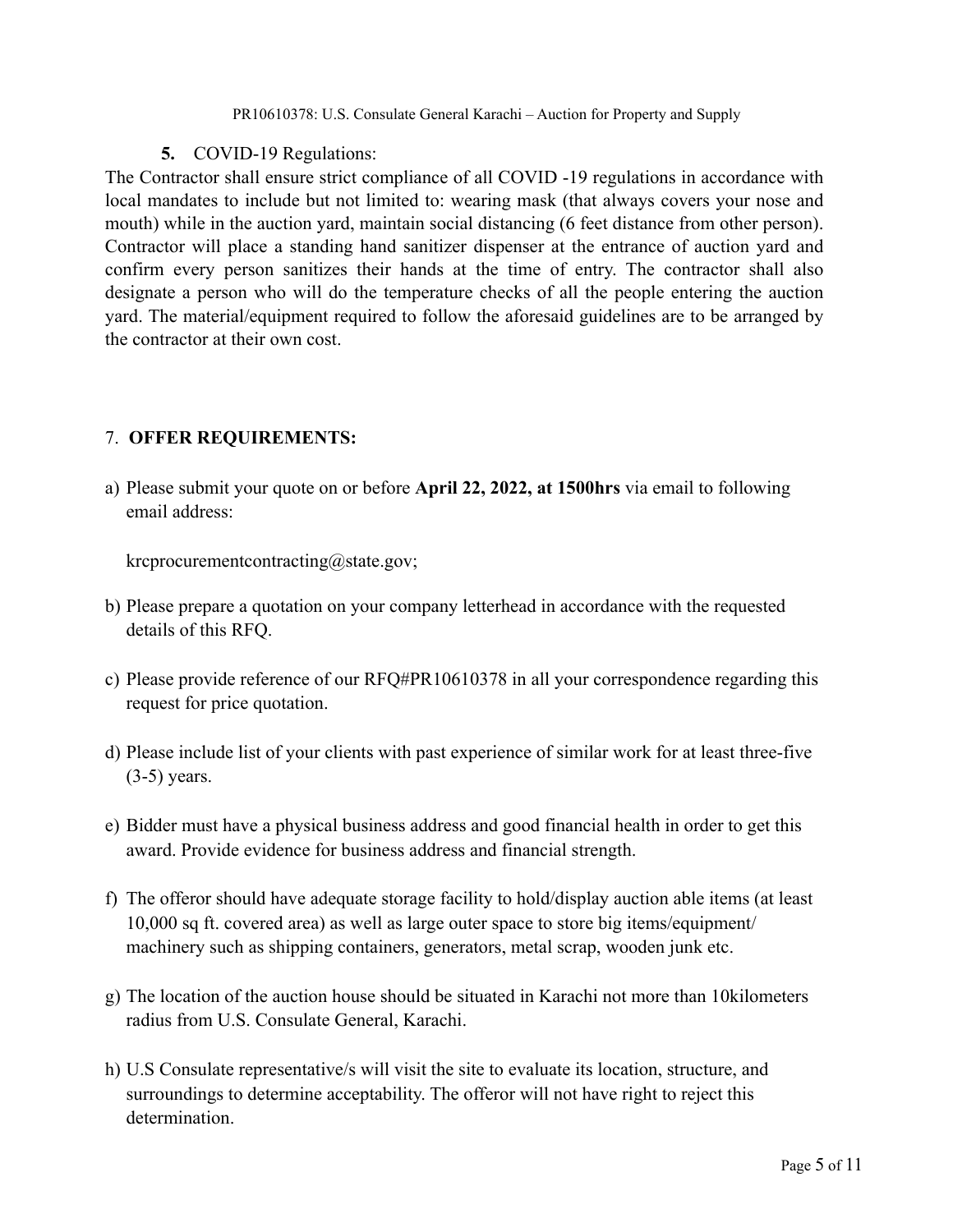**5.** COVID-19 Regulations:

The Contractor shall ensure strict compliance of all COVID -19 regulations in accordance with local mandates to include but not limited to: wearing mask (that always covers your nose and mouth) while in the auction yard, maintain social distancing (6 feet distance from other person). Contractor will place a standing hand sanitizer dispenser at the entrance of auction yard and confirm every person sanitizes their hands at the time of entry. The contractor shall also designate a person who will do the temperature checks of all the people entering the auction yard. The material/equipment required to follow the aforesaid guidelines are to be arranged by the contractor at their own cost.

## 7. OFFER REQUIREMENTS:

a) Please submit your quote on or before **April 22, 2022, at 1500hrs** via email to following email address:

   krcprocurementcontracting@state.gov;

b) Please prepare a quotation on your company letterhead in accordance with the requested details of this RFQ.

c) Please provide reference of our RFQ#PR10610378 in all your correspondence regarding this request for price quotation.

d) Please include list of your clients with past experience of similar work for at least three-five (3-5) years.

e) Bidder must have a physical business address and good financial health in order to get this award. Provide evidence for business address and financial strength.

f) The offeror should have adequate storage facility to hold/display auction able items (at least 10,000 sq ft. covered area) as well as large outer space to store big items/equipment/ machinery such as shipping containers, generators, metal scrap, wooden junk etc.

g) The location of the auction house should be situated in Karachi not more than 10kilometers radius from U.S. Consulate General, Karachi.

h) U.S Consulate representative/s will visit the site to evaluate its location, structure, and surroundings to determine acceptability. The offeror will not have right to reject this determination.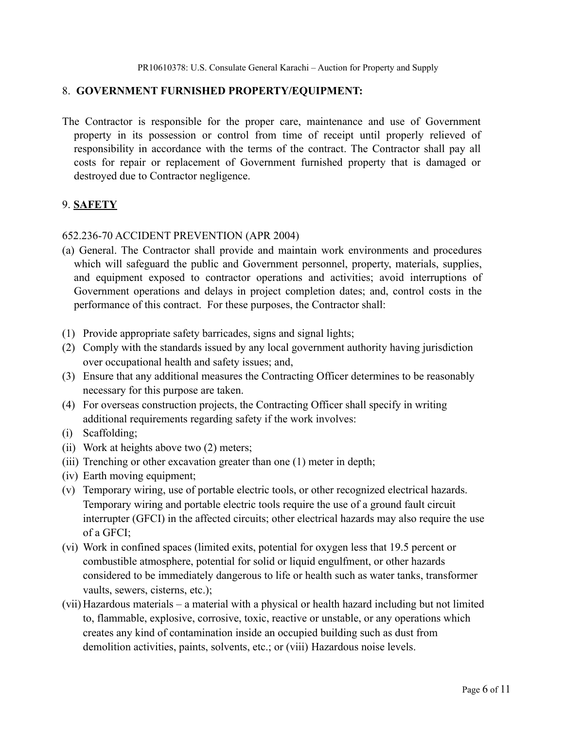## 8. GOVERNMENT FURNISHED PROPERTY/EQUIPMENT:

The Contractor is responsible for the proper care, maintenance and use of Government property in its possession or control from time of receipt until properly relieved of responsibility in accordance with the terms of the contract. The Contractor shall pay all costs for repair or replacement of Government furnished property that is damaged or destroyed due to Contractor negligence.

## 9. SAFETY

652.236-70 ACCIDENT PREVENTION (APR 2004)

(a) General. The Contractor shall provide and maintain work environments and procedures which will safeguard the public and Government personnel, property, materials, supplies, and equipment exposed to contractor operations and activities; avoid interruptions of Government operations and delays in project completion dates; and, control costs in the performance of this contract. For these purposes, the Contractor shall:

(1) Provide appropriate safety barricades, signs and signal lights;
(2) Comply with the standards issued by any local government authority having jurisdiction over occupational health and safety issues; and,
(3) Ensure that any additional measures the Contracting Officer determines to be reasonably necessary for this purpose are taken.
(4) For overseas construction projects, the Contracting Officer shall specify in writing additional requirements regarding safety if the work involves:
(i) Scaffolding;
(ii) Work at heights above two (2) meters;
(iii) Trenching or other excavation greater than one (1) meter in depth;
(iv) Earth moving equipment;
(v) Temporary wiring, use of portable electric tools, or other recognized electrical hazards. Temporary wiring and portable electric tools require the use of a ground fault circuit interrupter (GFCI) in the affected circuits; other electrical hazards may also require the use of a GFCI;
(vi) Work in confined spaces (limited exits, potential for oxygen less that 19.5 percent or combustible atmosphere, potential for solid or liquid engulfment, or other hazards considered to be immediately dangerous to life or health such as water tanks, transformer vaults, sewers, cisterns, etc.);
(vii) Hazardous materials – a material with a physical or health hazard including but not limited to, flammable, explosive, corrosive, toxic, reactive or unstable, or any operations which creates any kind of contamination inside an occupied building such as dust from demolition activities, paints, solvents, etc.; or (viii) Hazardous noise levels.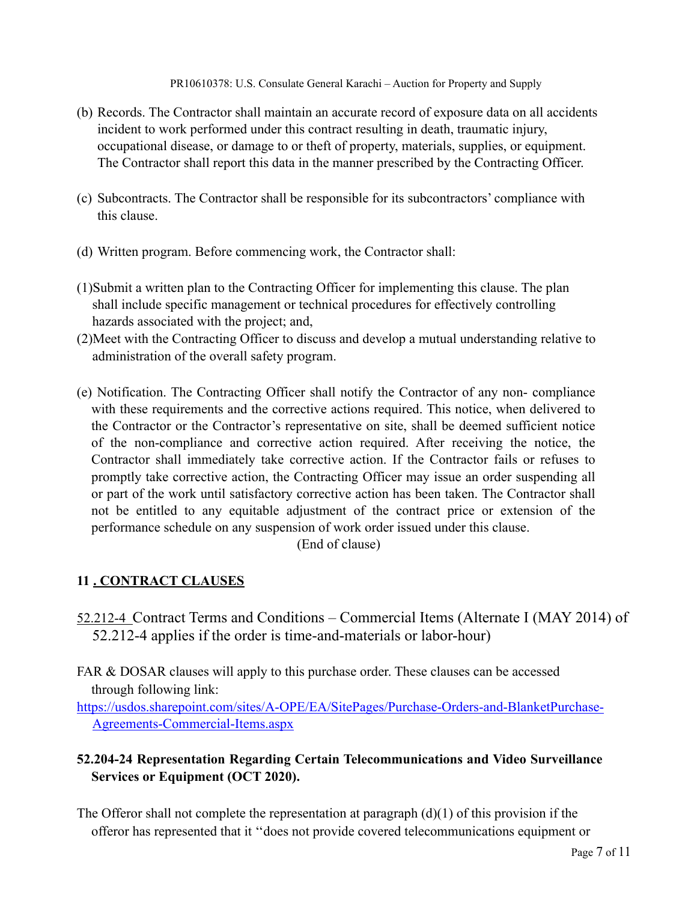(b) Records. The Contractor shall maintain an accurate record of exposure data on all accidents incident to work performed under this contract resulting in death, traumatic injury, occupational disease, or damage to or theft of property, materials, supplies, or equipment. The Contractor shall report this data in the manner prescribed by the Contracting Officer.

(c) Subcontracts. The Contractor shall be responsible for its subcontractors' compliance with this clause.

(d) Written program. Before commencing work, the Contractor shall:

(1)Submit a written plan to the Contracting Officer for implementing this clause. The plan shall include specific management or technical procedures for effectively controlling hazards associated with the project; and,

(2)Meet with the Contracting Officer to discuss and develop a mutual understanding relative to administration of the overall safety program.

(e) Notification. The Contracting Officer shall notify the Contractor of any non- compliance with these requirements and the corrective actions required. This notice, when delivered to the Contractor or the Contractor's representative on site, shall be deemed sufficient notice of the non-compliance and corrective action required. After receiving the notice, the Contractor shall immediately take corrective action. If the Contractor fails or refuses to promptly take corrective action, the Contracting Officer may issue an order suspending all or part of the work until satisfactory corrective action has been taken. The Contractor shall not be entitled to any equitable adjustment of the contract price or extension of the performance schedule on any suspension of work order issued under this clause.

(End of clause)

## 11 . CONTRACT CLAUSES

52.212-4 Contract Terms and Conditions – Commercial Items (Alternate I (MAY 2014) of 52.212-4 applies if the order is time-and-materials or labor-hour)

FAR & DOSAR clauses will apply to this purchase order. These clauses can be accessed through following link:
https://usdos.sharepoint.com/sites/A-OPE/EA/SitePages/Purchase-Orders-and-BlanketPurchase-Agreements-Commercial-Items.aspx

**52.204-24 Representation Regarding Certain Telecommunications and Video Surveillance Services or Equipment (OCT 2020).**

The Offeror shall not complete the representation at paragraph (d)(1) of this provision if the offeror has represented that it "does not provide covered telecommunications equipment or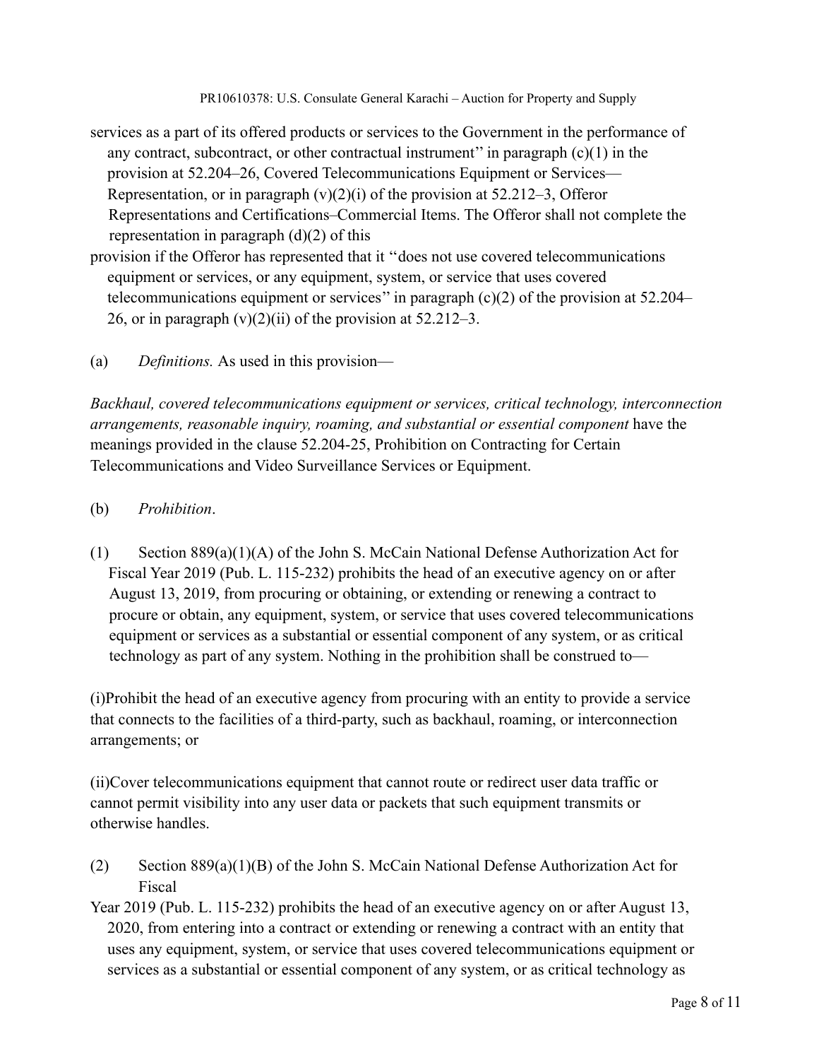services as a part of its offered products or services to the Government in the performance of any contract, subcontract, or other contractual instrument'' in paragraph (c)(1) in the provision at 52.204–26, Covered Telecommunications Equipment or Services—Representation, or in paragraph (v)(2)(i) of the provision at 52.212–3, Offeror Representations and Certifications–Commercial Items. The Offeror shall not complete the representation in paragraph (d)(2) of this provision if the Offeror has represented that it ''does not use covered telecommunications equipment or services, or any equipment, system, or service that uses covered telecommunications equipment or services'' in paragraph (c)(2) of the provision at 52.204–26, or in paragraph (v)(2)(ii) of the provision at 52.212–3.

(a) *Definitions.* As used in this provision—

*Backhaul, covered telecommunications equipment or services, critical technology, interconnection arrangements, reasonable inquiry, roaming, and substantial or essential component* have the meanings provided in the clause 52.204-25, Prohibition on Contracting for Certain Telecommunications and Video Surveillance Services or Equipment.

(b) *Prohibition*.

(1) Section 889(a)(1)(A) of the John S. McCain National Defense Authorization Act for Fiscal Year 2019 (Pub. L. 115-232) prohibits the head of an executive agency on or after August 13, 2019, from procuring or obtaining, or extending or renewing a contract to procure or obtain, any equipment, system, or service that uses covered telecommunications equipment or services as a substantial or essential component of any system, or as critical technology as part of any system. Nothing in the prohibition shall be construed to—

(i)Prohibit the head of an executive agency from procuring with an entity to provide a service that connects to the facilities of a third-party, such as backhaul, roaming, or interconnection arrangements; or

(ii)Cover telecommunications equipment that cannot route or redirect user data traffic or cannot permit visibility into any user data or packets that such equipment transmits or otherwise handles.

(2) Section 889(a)(1)(B) of the John S. McCain National Defense Authorization Act for Fiscal Year 2019 (Pub. L. 115-232) prohibits the head of an executive agency on or after August 13, 2020, from entering into a contract or extending or renewing a contract with an entity that uses any equipment, system, or service that uses covered telecommunications equipment or services as a substantial or essential component of any system, or as critical technology as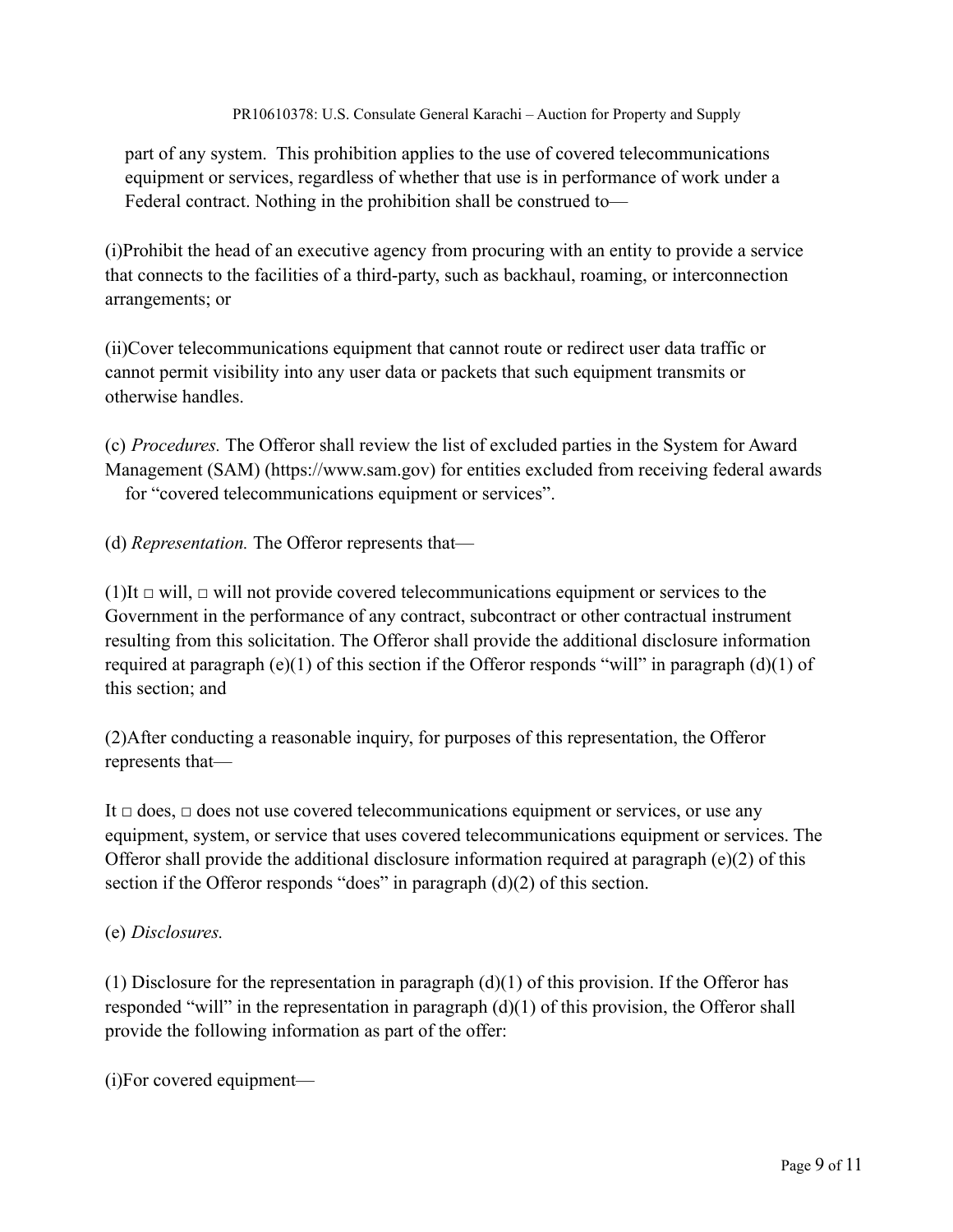part of any system. This prohibition applies to the use of covered telecommunications equipment or services, regardless of whether that use is in performance of work under a Federal contract. Nothing in the prohibition shall be construed to—

(i)Prohibit the head of an executive agency from procuring with an entity to provide a service that connects to the facilities of a third-party, such as backhaul, roaming, or interconnection arrangements; or

(ii)Cover telecommunications equipment that cannot route or redirect user data traffic or cannot permit visibility into any user data or packets that such equipment transmits or otherwise handles.

(c) *Procedures.* The Offeror shall review the list of excluded parties in the System for Award Management (SAM) (https://www.sam.gov) for entities excluded from receiving federal awards for "covered telecommunications equipment or services".

(d) *Representation.* The Offeror represents that—

(1)It □ will, □ will not provide covered telecommunications equipment or services to the Government in the performance of any contract, subcontract or other contractual instrument resulting from this solicitation. The Offeror shall provide the additional disclosure information required at paragraph (e)(1) of this section if the Offeror responds "will" in paragraph (d)(1) of this section; and

(2)After conducting a reasonable inquiry, for purposes of this representation, the Offeror represents that—

It □ does, □ does not use covered telecommunications equipment or services, or use any equipment, system, or service that uses covered telecommunications equipment or services. The Offeror shall provide the additional disclosure information required at paragraph (e)(2) of this section if the Offeror responds "does" in paragraph (d)(2) of this section.

(e) *Disclosures.*

(1) Disclosure for the representation in paragraph (d)(1) of this provision. If the Offeror has responded "will" in the representation in paragraph (d)(1) of this provision, the Offeror shall provide the following information as part of the offer:

(i)For covered equipment—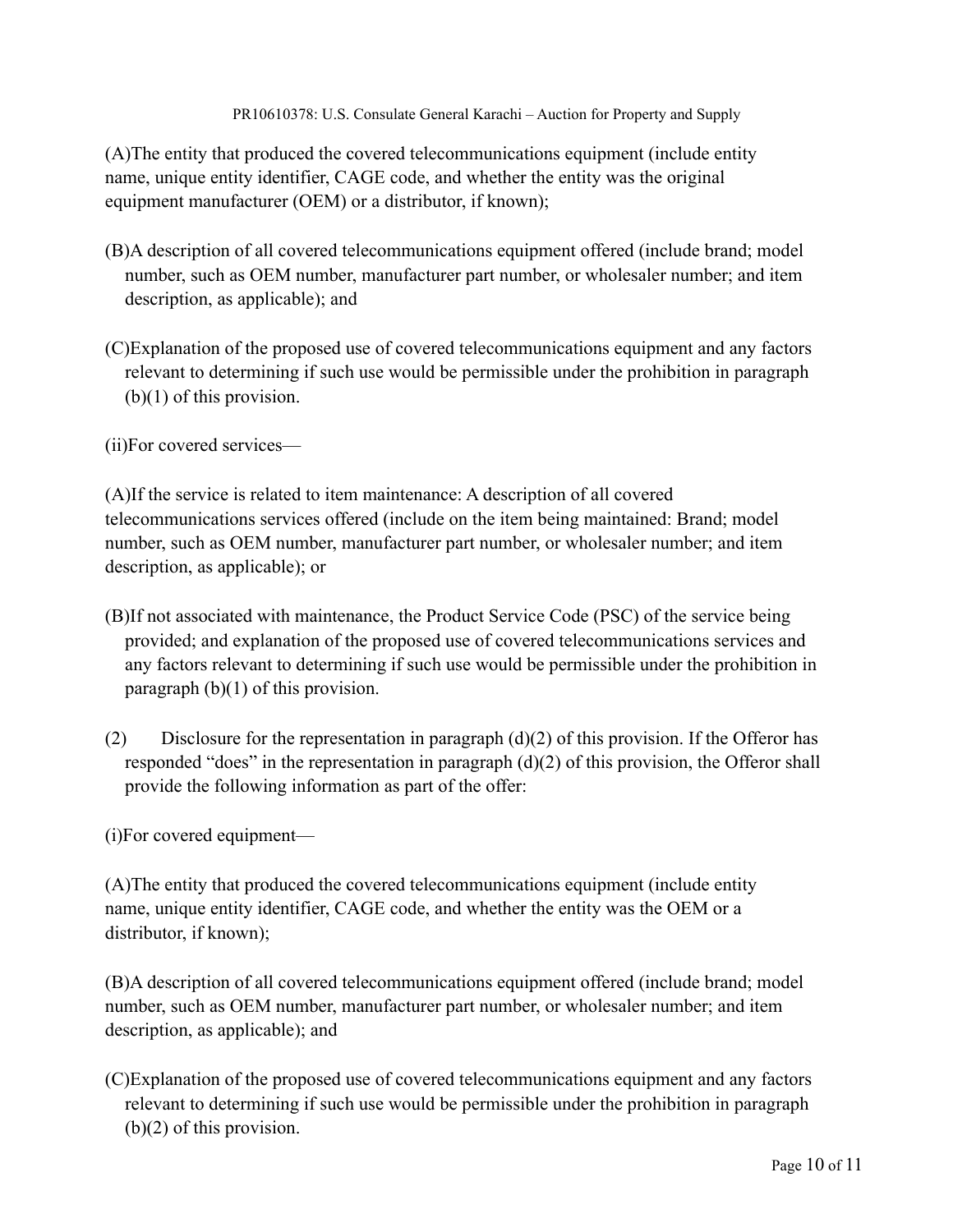(A)The entity that produced the covered telecommunications equipment (include entity name, unique entity identifier, CAGE code, and whether the entity was the original equipment manufacturer (OEM) or a distributor, if known);

(B)A description of all covered telecommunications equipment offered (include brand; model number, such as OEM number, manufacturer part number, or wholesaler number; and item description, as applicable); and

(C)Explanation of the proposed use of covered telecommunications equipment and any factors relevant to determining if such use would be permissible under the prohibition in paragraph (b)(1) of this provision.

(ii)For covered services—

(A)If the service is related to item maintenance: A description of all covered telecommunications services offered (include on the item being maintained: Brand; model number, such as OEM number, manufacturer part number, or wholesaler number; and item description, as applicable); or

(B)If not associated with maintenance, the Product Service Code (PSC) of the service being provided; and explanation of the proposed use of covered telecommunications services and any factors relevant to determining if such use would be permissible under the prohibition in paragraph (b)(1) of this provision.

(2) Disclosure for the representation in paragraph (d)(2) of this provision. If the Offeror has responded "does" in the representation in paragraph (d)(2) of this provision, the Offeror shall provide the following information as part of the offer:

(i)For covered equipment—

(A)The entity that produced the covered telecommunications equipment (include entity name, unique entity identifier, CAGE code, and whether the entity was the OEM or a distributor, if known);

(B)A description of all covered telecommunications equipment offered (include brand; model number, such as OEM number, manufacturer part number, or wholesaler number; and item description, as applicable); and

(C)Explanation of the proposed use of covered telecommunications equipment and any factors relevant to determining if such use would be permissible under the prohibition in paragraph (b)(2) of this provision.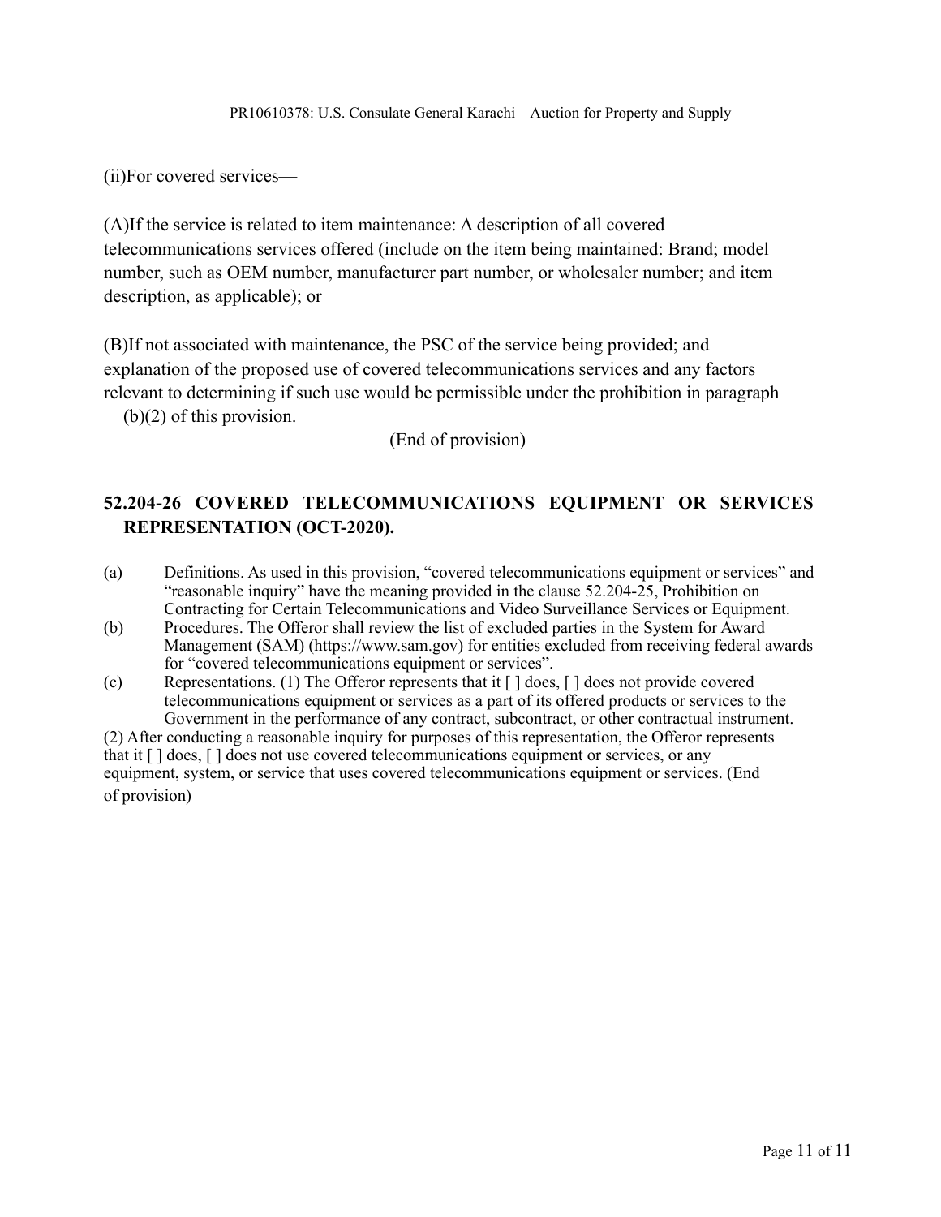(ii)For covered services—

(A)If the service is related to item maintenance: A description of all covered telecommunications services offered (include on the item being maintained: Brand; model number, such as OEM number, manufacturer part number, or wholesaler number; and item description, as applicable); or

(B)If not associated with maintenance, the PSC of the service being provided; and explanation of the proposed use of covered telecommunications services and any factors relevant to determining if such use would be permissible under the prohibition in paragraph (b)(2) of this provision.

(End of provision)

## 52.204-26 COVERED TELECOMMUNICATIONS EQUIPMENT OR SERVICES REPRESENTATION (OCT-2020).

(a) Definitions. As used in this provision, "covered telecommunications equipment or services" and "reasonable inquiry" have the meaning provided in the clause 52.204-25, Prohibition on Contracting for Certain Telecommunications and Video Surveillance Services or Equipment.

(b) Procedures. The Offeror shall review the list of excluded parties in the System for Award Management (SAM) (https://www.sam.gov) for entities excluded from receiving federal awards for "covered telecommunications equipment or services".

(c) Representations. (1) The Offeror represents that it [ ] does, [ ] does not provide covered telecommunications equipment or services as a part of its offered products or services to the Government in the performance of any contract, subcontract, or other contractual instrument.

(2) After conducting a reasonable inquiry for purposes of this representation, the Offeror represents that it [ ] does, [ ] does not use covered telecommunications equipment or services, or any equipment, system, or service that uses covered telecommunications equipment or services. (End of provision)